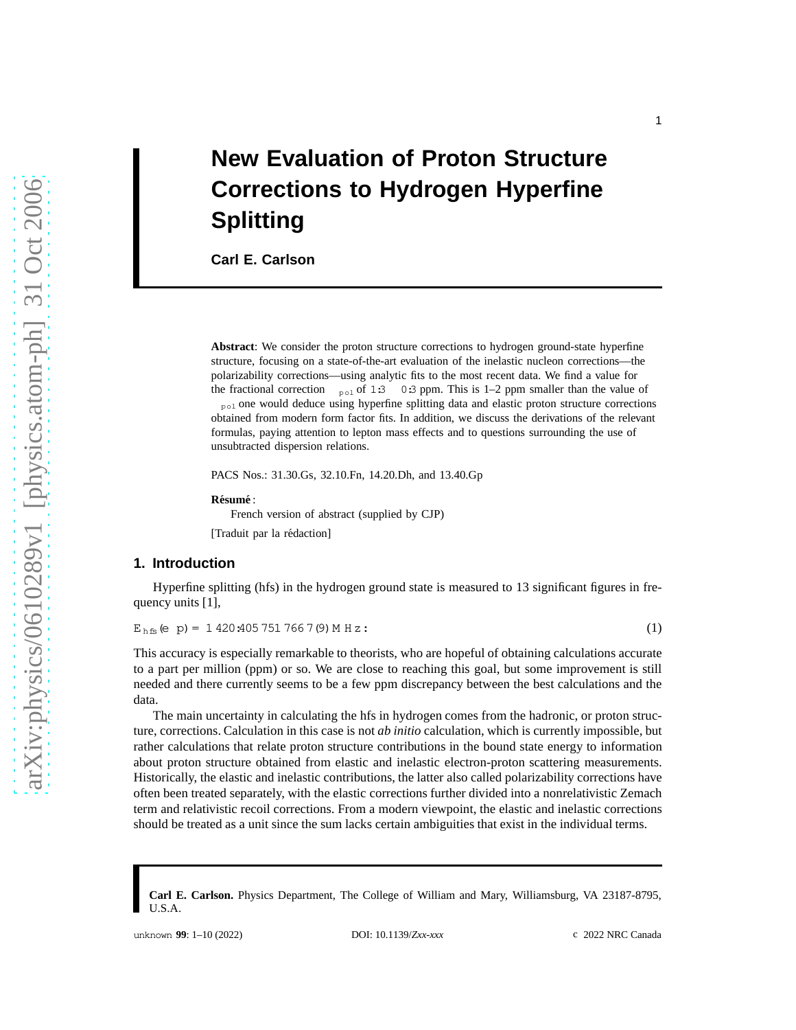# New Evaluation of Proton Structure Corrections to Hydrogen Hyperfine Splitting

**Carl E. Carlson**

**Abstract**: We consider the proton structure corrections to hydrogen ground-state hyperfine structure, focusing on a state-of-the-art evaluation of the inelastic nucleon corrections—the polarizability corrections—using analytic fits to the most recent data. We find a value for the fractional correction $\Delta_{pol}$ of $1.3 \pm 0.3$ ppm. This is 1–2 ppm smaller than the value of $\Delta_{pol}$ one would deduce using hyperfine splitting data and elastic proton structure corrections obtained from modern form factor fits. In addition, we discuss the derivations of the relevant formulas, paying attention to lepton mass effects and to questions surrounding the use of unsubtracted dispersion relations.

PACS Nos.: 31.30.Gs, 32.10.Fn, 14.20.Dh, and 13.40.Gp

**Résumé** :

French version of abstract (supplied by CJP)

[Traduit par la rédaction]

## 1. Introduction

Hyperfine splitting (hfs) in the hydrogen ground state is measured to 13 significant figures in frequency units [1],

$$E_{hfs}(e^- p) = 1\,420.405\,751\,766\,7(9)\ \mathrm{MHz}. \tag{1}$$

This accuracy is especially remarkable to theorists, who are hopeful of obtaining calculations accurate to a part per million (ppm) or so. We are close to reaching this goal, but some improvement is still needed and there currently seems to be a few ppm discrepancy between the best calculations and the data.

The main uncertainty in calculating the hfs in hydrogen comes from the hadronic, or proton structure, corrections. Calculation in this case is not *ab initio* calculation, which is currently impossible, but rather calculations that relate proton structure contributions in the bound state energy to information about proton structure obtained from elastic and inelastic electron-proton scattering measurements. Historically, the elastic and inelastic contributions, the latter also called polarizability corrections have often been treated separately, with the elastic corrections further divided into a nonrelativistic Zemach term and relativistic recoil corrections. From a modern viewpoint, the elastic and inelastic corrections should be treated as a unit since the sum lacks certain ambiguities that exist in the individual terms.

**Carl E. Carlson.** Physics Department, The College of William and Mary, Williamsburg, VA 23187-8795, U.S.A.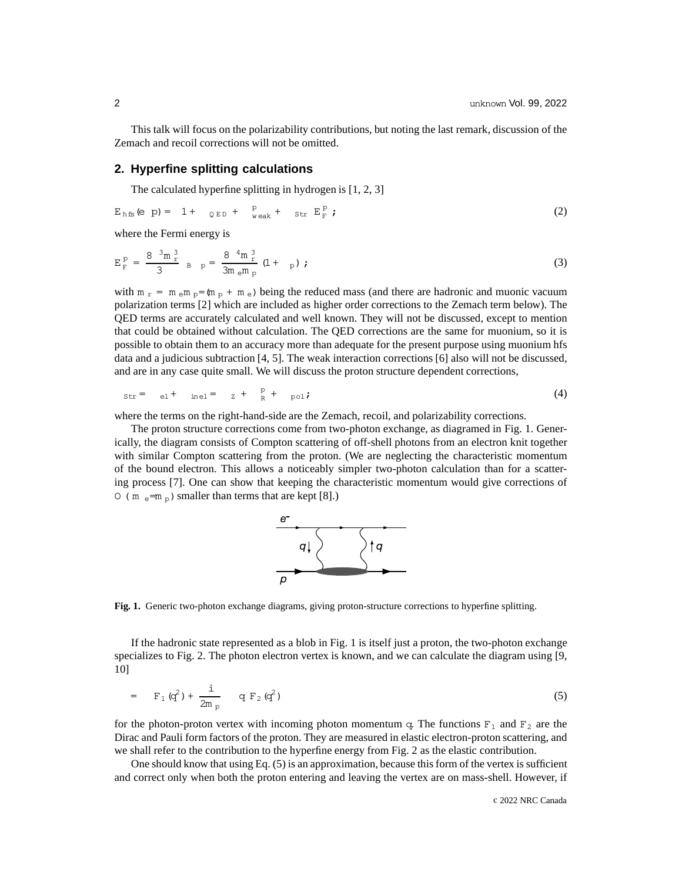This talk will focus on the polarizability contributions, but noting the last remark, discussion of the Zemach and recoil corrections will not be omitted.

## 2. Hyperfine splitting calculations

The calculated hyperfine splitting in hydrogen is [1, 2, 3]

$$E_{hfs}(e^- p) = \left(1 + \Delta_{QED} + \Delta^p_{weak} + \Delta_{Str}\right) E^p_F \, ; \tag{2}$$

where the Fermi energy is

$$E^p_F = \frac{8\alpha^3 m_r^3}{3\pi} \mu_B \mu_p = \frac{8\alpha^4 m_r^3}{3 m_e m_p} (1 + \kappa_p) \, ; \tag{3}$$

with $m_r = m_e m_p/(m_p + m_e)$ being the reduced mass (and there are hadronic and muonic vacuum polarization terms [2] which are included as higher order corrections to the Zemach term below). The QED terms are accurately calculated and well known. They will not be discussed, except to mention that could be obtained without calculation. The QED corrections are the same for muonium, so it is possible to obtain them to an accuracy more than adequate for the present purpose using muonium hfs data and a judicious subtraction [4, 5]. The weak interaction corrections [6] also will not be discussed, and are in any case quite small. We will discuss the proton structure dependent corrections,

$$\Delta_{Str} = \Delta_{el} + \Delta_{inel} = \Delta_Z + \Delta^p_R + \Delta_{pol} ; \tag{4}$$

where the terms on the right-hand-side are the Zemach, recoil, and polarizability corrections.

The proton structure corrections come from two-photon exchange, as diagramed in Fig. 1. Generically, the diagram consists of Compton scattering of off-shell photons from an electron knit together with similar Compton scattering from the proton. (We are neglecting the characteristic momentum of the bound electron. This allows a noticeably simpler two-photon calculation than for a scattering process [7]. One can show that keeping the characteristic momentum would give corrections of $O(\alpha\, m_e/m_p)$ smaller than terms that are kept [8].)

**Fig. 1.** Generic two-photon exchange diagrams, giving proton-structure corrections to hyperfine splitting.

If the hadronic state represented as a blob in Fig. 1 is itself just a proton, the two-photon exchange specializes to Fig. 2. The photon electron vertex is known, and we can calculate the diagram using [9, 10]

$$\Gamma^\mu = \gamma^\mu F_1(q^2) + \frac{i}{2m_p} \sigma^{\mu\nu} q_\nu F_2(q^2) \tag{5}$$

for the photon-proton vertex with incoming photon momentum $q$. The functions $F_1$ and $F_2$ are the Dirac and Pauli form factors of the proton. They are measured in elastic electron-proton scattering, and we shall refer to the contribution to the hyperfine energy from Fig. 2 as the elastic contribution.

One should know that using Eq. (5) is an approximation, because this form of the vertex is sufficient and correct only when both the proton entering and leaving the vertex are on mass-shell. However, if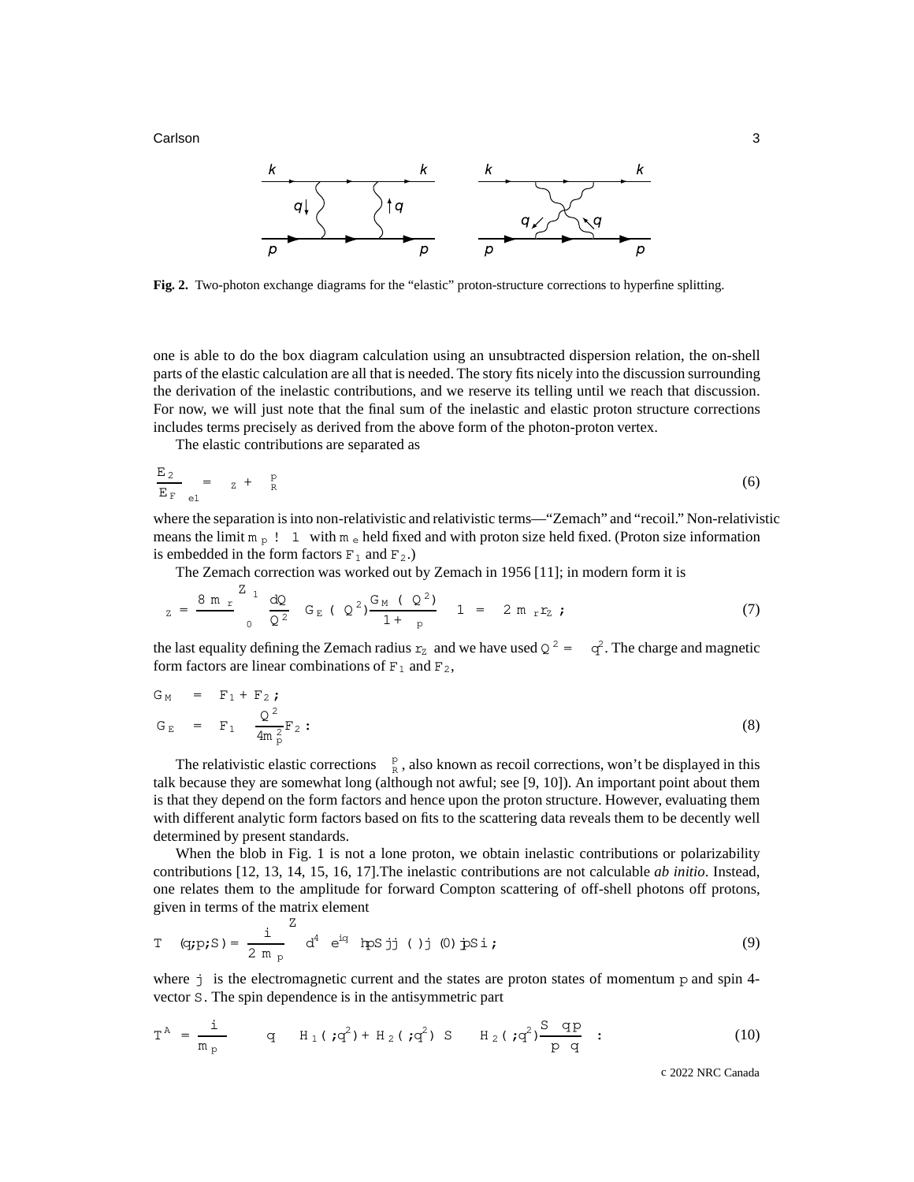Fig. 2. Two-photon exchange diagrams for the "elastic" proton-structure corrections to hyperfine splitting.

one is able to do the box diagram calculation using an unsubtracted dispersion relation, the on-shell parts of the elastic calculation are all that is needed. The story fits nicely into the discussion surrounding the derivation of the inelastic contributions, and we reserve its telling until we reach that discussion. For now, we will just note that the final sum of the inelastic and elastic proton structure corrections includes terms precisely as derived from the above form of the photon-proton vertex.

The elastic contributions are separated as

$$\left(\frac{\Delta E_2}{E_F}\right)_{el} = \Delta_Z + \Delta_R^p \tag{6}$$

where the separation is into non-relativistic and relativistic terms—"Zemach" and "recoil." Non-relativistic means the limit $m_p \to \infty$ with $m_e$ held fixed and with proton size held fixed. (Proton size information is embedded in the form factors $F_1$ and $F_2$.)

The Zemach correction was worked out by Zemach in 1956 [11]; in modern form it is

$$\Delta_Z = \frac{8\alpha m_r}{\pi} \int_0^\infty \frac{dQ}{Q^2} \left[ G_E(-Q^2) \frac{G_M(-Q^2)}{1+\kappa_p} - 1 \right] = -2\alpha m_r r_Z ; \tag{7}$$

the last equality defining the Zemach radius $r_Z$ and we have used $Q^2 = -q^2$. The charge and magnetic form factors are linear combinations of $F_1$ and $F_2$,

$$\begin{aligned} G_M &= F_1 + F_2 ; \\ G_E &= F_1 - \frac{Q^2}{4m_p^2} F_2 . \end{aligned} \tag{8}$$

The relativistic elastic corrections $\Delta_R^p$, also known as recoil corrections, won't be displayed in this talk because they are somewhat long (although not awful; see [9, 10]). An important point about them is that they depend on the form factors and hence upon the proton structure. However, evaluating them with different analytic form factors based on fits to the scattering data reveals them to be decently well determined by present standards.

When the blob in Fig. 1 is not a lone proton, we obtain inelastic contributions or polarizability contributions [12, 13, 14, 15, 16, 17].The inelastic contributions are not calculable *ab initio*. Instead, one relates them to the amplitude for forward Compton scattering of off-shell photons off protons, given in terms of the matrix element

$$T^{\mu\nu}(q,p,S) = \frac{i}{2\pi m_p} \int d^4\xi \, e^{iq\cdot\xi} \langle pS | T j^\mu(\xi) j^\nu(0) | pS \rangle ; \tag{9}$$

where $j^\mu$ is the electromagnetic current and the states are proton states of momentum $p$ and spin 4-vector $S$. The spin dependence is in the antisymmetric part

$$T_A^{\mu\nu} = \frac{i}{m_p} \epsilon^{\mu\nu\alpha\beta} q_\alpha \left\{ \frac{H_1(\nu, q^2) + H_2(\nu, q^2)}{\nu} S_\beta - H_2(\nu, q^2) \frac{S \cdot q \, p_\beta}{p \cdot q} \right\} . \tag{10}$$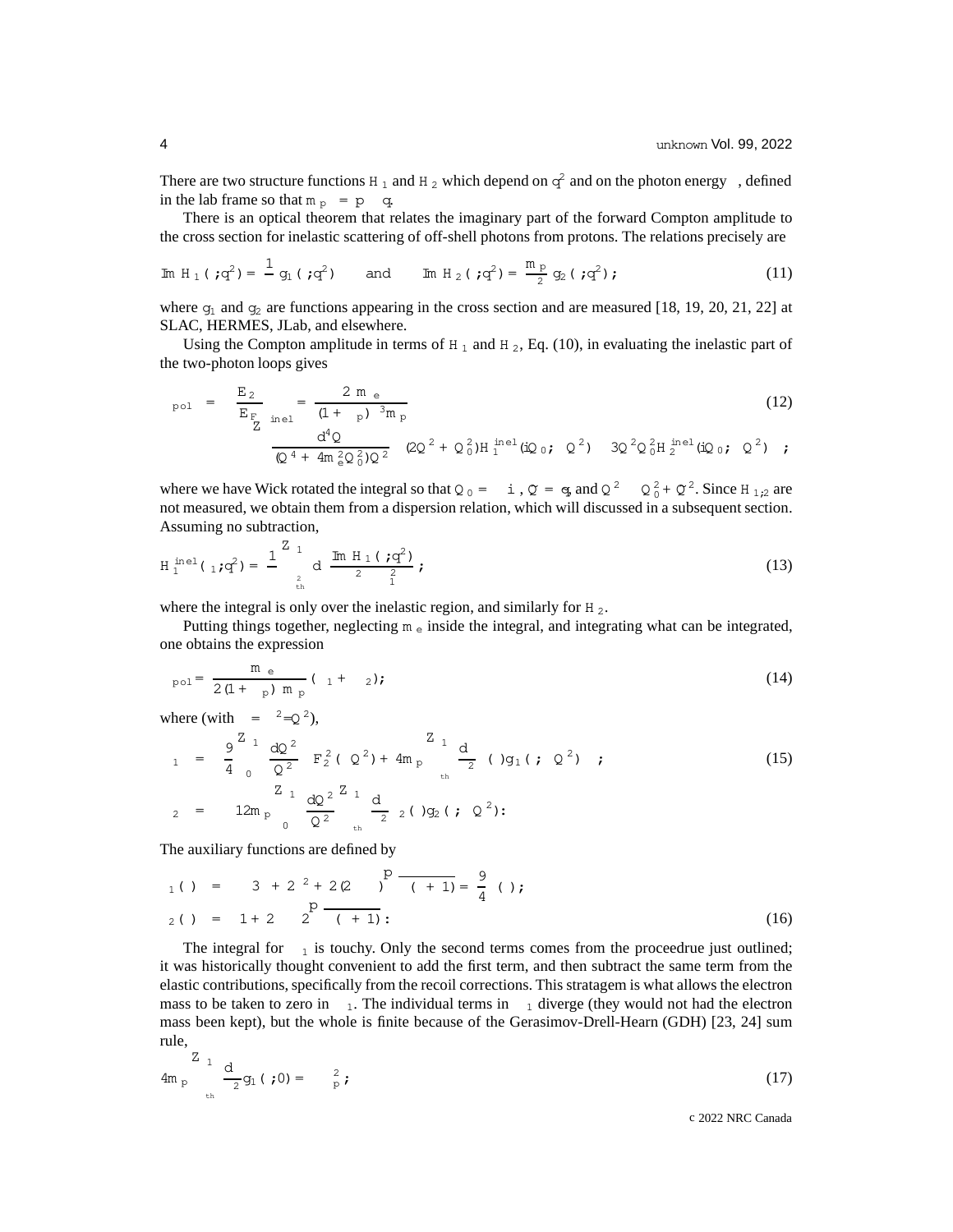There are two structure functions $H_1$ and $H_2$ which depend on $q^2$ and on the photon energy $\nu$, defined in the lab frame so that $m_p\nu = p \cdot q$.

There is an optical theorem that relates the imaginary part of the forward Compton amplitude to the cross section for inelastic scattering of off-shell photons from protons. The relations precisely are

$$\operatorname{Im} H_1(\nu, q^2) = \frac{1}{\nu}\, g_1(\nu, q^2) \qquad \text{and} \qquad \operatorname{Im} H_2(\nu, q^2) = \frac{m_p}{\nu^2}\, g_2(\nu, q^2)\,; \tag{11}$$

where $g_1$ and $g_2$ are functions appearing in the cross section and are measured [18, 19, 20, 21, 22] at SLAC, HERMES, JLab, and elsewhere.

Using the Compton amplitude in terms of $H_1$ and $H_2$, Eq. (10), in evaluating the inelastic part of the two-photon loops gives

$$\Delta_{pol} = \left.\frac{E_2}{E_F}\right|_{inel} = \frac{2\alpha m_e}{(1+\kappa_p)\pi^3 m_p} \int \frac{d^4Q}{(Q^4 + 4m_e^2 Q_0^2)Q^2} \left\{ (2Q^2 + Q_0^2) H_1^{inel}(iQ_0, -Q^2) - 3Q^2 Q_0^2 H_2^{inel}(iQ_0, -Q^2) \right\}\,; \tag{12}$$

where we have Wick rotated the integral so that $Q_0 = -i\nu$, $\vec{Q} = \vec{q}$, and $Q^2 \equiv Q_0^2 + \vec{Q}^2$. Since $H_{1,2}$ are not measured, we obtain them from a dispersion relation, which will discussed in a subsequent section. Assuming no subtraction,

$$H_1^{inel}(\nu_1, q_1^2) = \frac{1}{\pi} \int_{\nu_{th}^2}^{\infty} d\nu^2 \, \frac{\operatorname{Im} H_1(\nu, q_1^2)}{\nu^2 - \nu_1^2}\,; \tag{13}$$

where the integral is only over the inelastic region, and similarly for $H_2$.

Putting things together, neglecting $m_e$ inside the integral, and integrating what can be integrated, one obtains the expression

$$\Delta_{pol} = \frac{\alpha m_e}{2(1+\kappa_p)\pi m_p} (\Delta_1 + \Delta_2)\,; \tag{14}$$

where (with $\tau = \nu^2/Q^2$),

$$\begin{aligned}
\Delta_1 &= \frac{9}{4} \int_0^{\infty} \frac{dQ^2}{Q^2} \left\{ F_2^2(Q^2) + 4m_p \int_{\nu_{th}}^{\infty} \frac{d\nu}{\nu^2} \beta_1(\tau) g_1(\nu, Q^2) \right\}\,; \\
\Delta_2 &= -12 m_p \int_0^{\infty} \frac{dQ^2}{Q^2} \int_{\nu_{th}}^{\infty} \frac{d\nu}{\nu^2} \beta_2(\tau) g_2(\nu, Q^2)\,.
\end{aligned} \tag{15}$$

The auxiliary functions are defined by

$$\begin{aligned}
\beta_1(\tau) &= -3\tau + 2\tau^2 + 2(2-\tau)\sqrt{\tau(\tau+1)} = \frac{9}{4}\beta(\tau)\,; \\
\beta_2(\tau) &= 1 + 2\tau - 2\sqrt{\tau(\tau+1)}\,.
\end{aligned} \tag{16}$$

The integral for $\Delta_1$ is touchy. Only the second terms comes from the proceedrue just outlined; it was historically thought convenient to add the first term, and then subtract the same term from the elastic contributions, specifically from the recoil corrections. This stratagem is what allows the electron mass to be taken to zero in $\Delta_1$. The individual terms in $\Delta_1$ diverge (they would not had the electron mass been kept), but the whole is finite because of the Gerasimov-Drell-Hearn (GDH) [23, 24] sum rule,

$$4m_p \int_{\nu_{th}}^{\infty} \frac{d\nu}{\nu^2} g_1(\nu, 0) = -\kappa_p^2\,; \tag{17}$$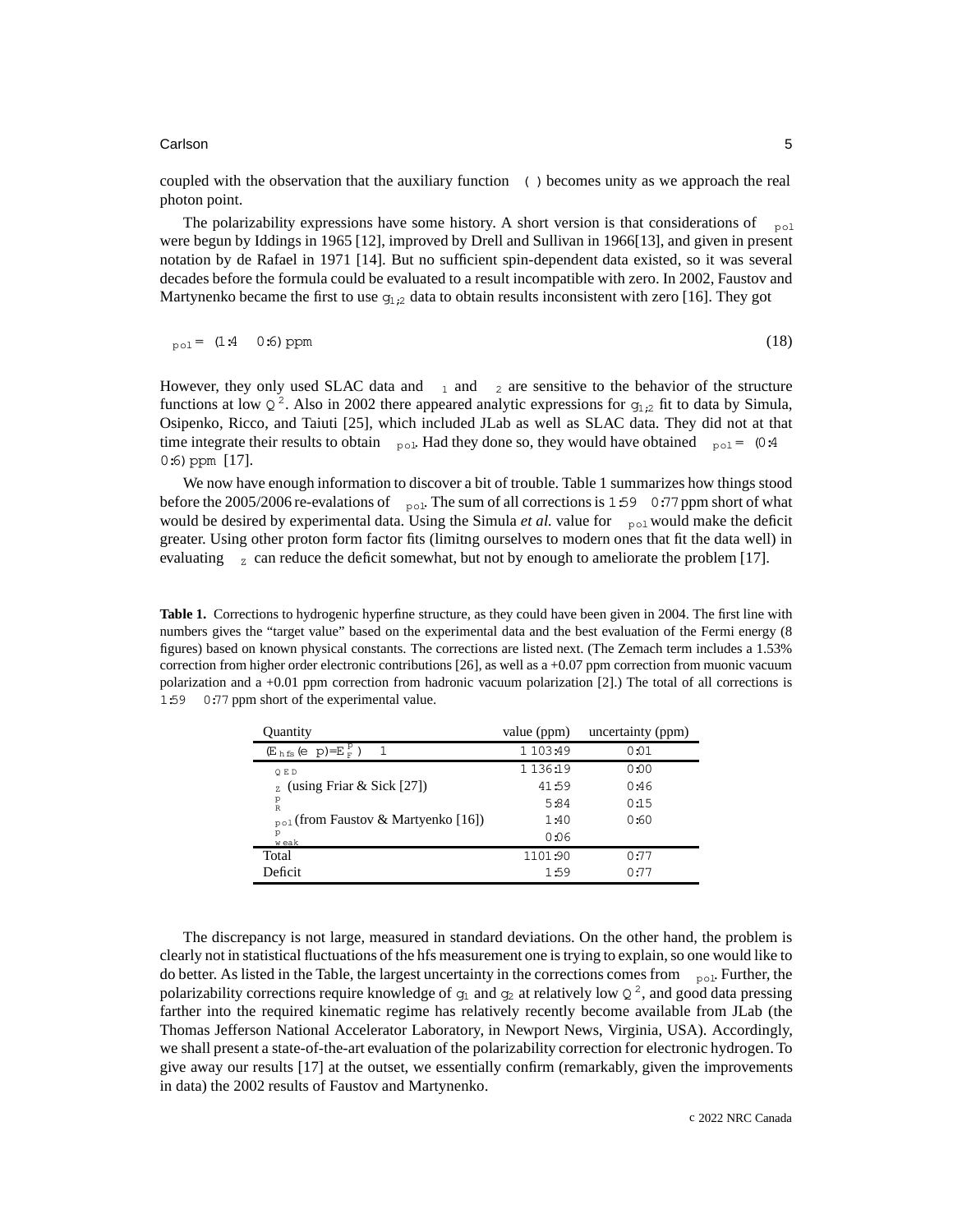coupled with the observation that the auxiliary function $\ (\ )$ becomes unity as we approach the real photon point.

The polarizability expressions have some history. A short version is that considerations of $\Delta_{pol}$ were begun by Iddings in 1965 [12], improved by Drell and Sullivan in 1966[13], and given in present notation by de Rafael in 1971 [14]. But no sufficient spin-dependent data existed, so it was several decades before the formula could be evaluated to a result incompatible with zero. In 2002, Faustov and Martynenko became the first to use $g_{1;2}$ data to obtain results inconsistent with zero [16]. They got

$$\Delta_{pol} = (1.4 \pm 0.6)\ \mathrm{ppm} \tag{18}$$

However, they only used SLAC data and $\Delta_1$ and $\Delta_2$ are sensitive to the behavior of the structure functions at low $Q^2$. Also in 2002 there appeared analytic expressions for $g_{1;2}$ fit to data by Simula, Osipenko, Ricco, and Taiuti [25], which included JLab as well as SLAC data. They did not at that time integrate their results to obtain $\Delta_{pol}$. Had they done so, they would have obtained $\Delta_{pol} = (0.4 \pm 0.6)\ \mathrm{ppm}$ [17].

We now have enough information to discover a bit of trouble. Table 1 summarizes how things stood before the 2005/2006 re-evalations of $\Delta_{pol}$. The sum of all corrections is $1.59 \pm 0.77$ ppm short of what would be desired by experimental data. Using the Simula *et al.* value for $\Delta_{pol}$ would make the deficit greater. Using other proton form factor fits (limitng ourselves to modern ones that fit the data well) in evaluating $\Delta_Z$ can reduce the deficit somewhat, but not by enough to ameliorate the problem [17].

**Table 1.** Corrections to hydrogenic hyperfine structure, as they could have been given in 2004. The first line with numbers gives the "target value" based on the experimental data and the best evaluation of the Fermi energy (8 figures) based on known physical constants. The corrections are listed next. (The Zemach term includes a 1.53% correction from higher order electronic contributions [26], as well as a +0.07 ppm correction from muonic vacuum polarization and a +0.01 ppm correction from hadronic vacuum polarization [2].) The total of all corrections is $1.59 \pm 0.77$ ppm short of the experimental value.

| Quantity | value (ppm) | uncertainty (ppm) |
|---|---|---|
| $(E_{hfs}(e^- p)/E_F^p) - 1$ | 1 103.49 | 0.01 |
| $\Delta_{QED}$ | 1 136.19 | 0.00 |
| $\Delta_Z$ (using Friar & Sick [27]) | −41.59 | 0.46 |
| $\Delta_R^p$ | 5.84 | 0.15 |
| $\Delta_{pol}$ (from Faustov & Martynenko [16]) | 1.40 | 0.60 |
| $\Delta_{weak}^p$ | 0.06 | |
| Total | 1101.90 | 0.77 |
| Deficit | 1.59 | 0.77 |

The discrepancy is not large, measured in standard deviations. On the other hand, the problem is clearly not in statistical fluctuations of the hfs measurement one is trying to explain, so one would like to do better. As listed in the Table, the largest uncertainty in the corrections comes from $\Delta_{pol}$. Further, the polarizability corrections require knowledge of $g_1$ and $g_2$ at relatively low $Q^2$, and good data pressing farther into the required kinematic regime has relatively recently become available from JLab (the Thomas Jefferson National Accelerator Laboratory, in Newport News, Virginia, USA). Accordingly, we shall present a state-of-the-art evaluation of the polarizability correction for electronic hydrogen. To give away our results [17] at the outset, we essentially confirm (remarkably, given the improvements in data) the 2002 results of Faustov and Martynenko.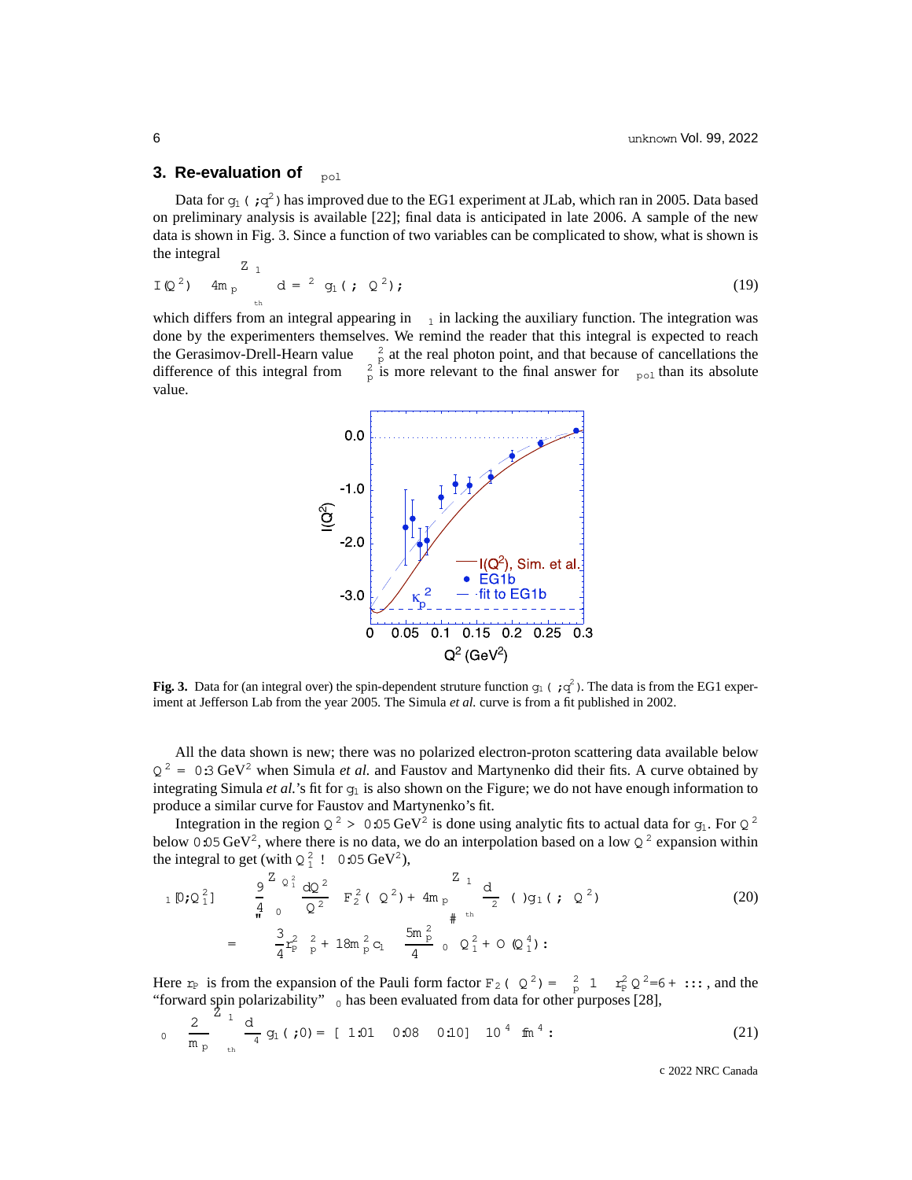## 3. Re-evaluation of $\Delta_{\rm pol}$

Data for $g_1(\nu, q^2)$ has improved due to the EG1 experiment at JLab, which ran in 2005. Data based on preliminary analysis is available [22]; final data is anticipated in late 2006. A sample of the new data is shown in Fig. 3. Since a function of two variables can be complicated to show, what is shown is the integral

$$I(Q^2) \equiv 4m_p \int_{\nu_{th}}^{\infty} \frac{d\nu}{\nu^2}\, g_1(\nu, Q^2), \tag{19}$$

which differs from an integral appearing in $\Delta_1$ in lacking the auxiliary function. The integration was done by the experimenters themselves. We remind the reader that this integral is expected to reach the Gerasimov-Drell-Hearn value $-\kappa_p^2$ at the real photon point, and that because of cancellations the difference of this integral from $-\kappa_p^2$ is more relevant to the final answer for $\Delta_{\rm pol}$ than its absolute value.

**Fig. 3.** Data for (an integral over) the spin-dependent struture function $g_1(\nu, q^2)$. The data is from the EG1 experiment at Jefferson Lab from the year 2005. The Simula *et al.* curve is from a fit published in 2002.

All the data shown is new; there was no polarized electron-proton scattering data available below $Q^2 = 0.3\ \mathrm{GeV}^2$ when Simula *et al.* and Faustov and Martynenko did their fits. A curve obtained by integrating Simula *et al.*'s fit for $g_1$ is also shown on the Figure; we do not have enough information to produce a similar curve for Faustov and Martynenko's fit.

Integration in the region $Q^2 > 0.05\ \mathrm{GeV}^2$ is done using analytic fits to actual data for $g_1$. For $Q^2$ below $0.05\ \mathrm{GeV}^2$, where there is no data, we do an interpolation based on a low $Q^2$ expansion within the integral to get (with $Q_1^2 \to 0.05\ \mathrm{GeV}^2$),

$$\begin{aligned}
\Delta_1[0, Q_1^2] &\equiv \frac{9}{4}\int_0^{Q_1^2} \frac{dQ^2}{Q^2}\left\{F_2^2(Q^2) + 4m_p \int_{\nu_{th}}^{\infty} \frac{d\nu}{\nu^2}\, \beta(\tau)\, g_1(\nu, Q^2)\right\} \\
&= \left\{-\frac{3}{4} r_P^2 \kappa_p^2 + 18 m_p^2 c_1 - \frac{5 m_p^2}{4}\gamma_0\right\} Q_1^2 + O(Q_1^4).
\end{aligned} \tag{20}$$

Here $r_P$ is from the expansion of the Pauli form factor $F_2(Q^2) = \kappa_p^2\left(1 - r_P^2 Q^2/6 + \ldots\right)$, and the "forward spin polarizability" $\gamma_0$ has been evaluated from data for other purposes [28],

$$\gamma_0 \equiv \frac{2\alpha}{m_p}\int_{\nu_{th}}^{\infty} \frac{d\nu}{\nu^4}\, g_1(\nu, 0) = [-1.01 \pm 0.08 \pm 0.10] \times 10^{-4}\ \mathrm{fm}^4. \tag{21}$$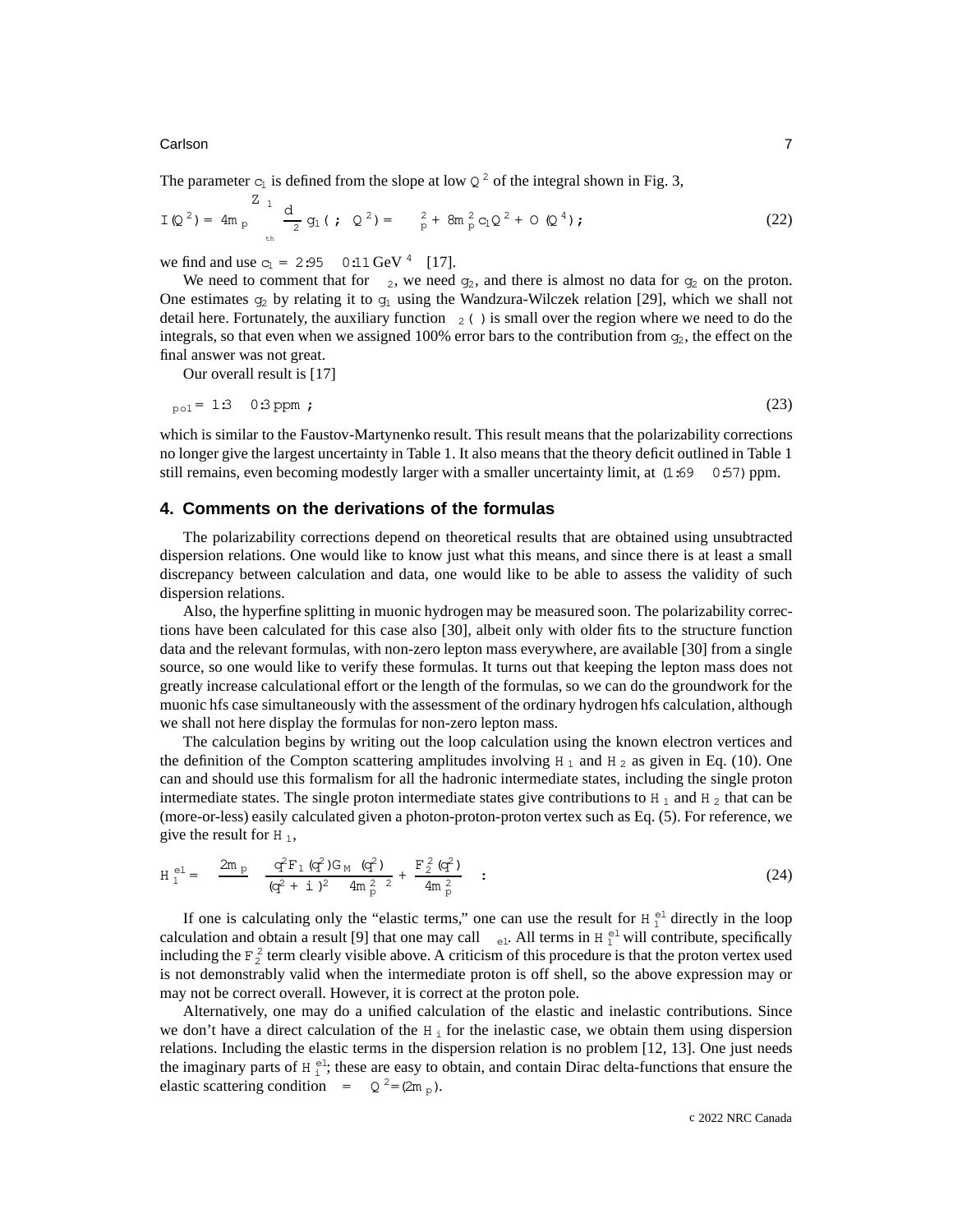The parameter $c_1$ is defined from the slope at low $Q^2$ of the integral shown in Fig. 3,

$$I(Q^2) = 4m_p \int_{\nu_{th}}^{1} \frac{d\nu}{\nu^2} g_1(\nu, Q^2) = -\kappa_p^2 + 8m_p^2 c_1 Q^2 + O(Q^4); \tag{22}$$

we find and use $c_1 = 2.95 \pm 0.11\,\text{GeV}^{-4}$ [17].

We need to comment that for $\Delta_2$, we need $g_2$, and there is almost no data for $g_2$ on the proton. One estimates $g_2$ by relating it to $g_1$ using the Wandzura-Wilczek relation [29], which we shall not detail here. Fortunately, the auxiliary function $\beta_2(\tau)$ is small over the region where we need to do the integrals, so that even when we assigned 100% error bars to the contribution from $g_2$, the effect on the final answer was not great.

Our overall result is [17]

$$\Delta_{pol} = 1.3 \pm 0.3\,\text{ppm}; \tag{23}$$

which is similar to the Faustov-Martynenko result. This result means that the polarizability corrections no longer give the largest uncertainty in Table 1. It also means that the theory deficit outlined in Table 1 still remains, even becoming modestly larger with a smaller uncertainty limit, at $(1.69 \pm 0.57)$ ppm.

## 4. Comments on the derivations of the formulas

The polarizability corrections depend on theoretical results that are obtained using unsubtracted dispersion relations. One would like to know just what this means, and since there is at least a small discrepancy between calculation and data, one would like to be able to assess the validity of such dispersion relations.

Also, the hyperfine splitting in muonic hydrogen may be measured soon. The polarizability corrections have been calculated for this case also [30], albeit only with older fits to the structure function data and the relevant formulas, with non-zero lepton mass everywhere, are available [30] from a single source, so one would like to verify these formulas. It turns out that keeping the lepton mass does not greatly increase calculational effort or the length of the formulas, so we can do the groundwork for the muonic hfs case simultaneously with the assessment of the ordinary hydrogen hfs calculation, although we shall not here display the formulas for non-zero lepton mass.

The calculation begins by writing out the loop calculation using the known electron vertices and the definition of the Compton scattering amplitudes involving $H_1$ and $H_2$ as given in Eq. (10). One can and should use this formalism for all the hadronic intermediate states, including the single proton intermediate states. The single proton intermediate states give contributions to $H_1$ and $H_2$ that can be (more-or-less) easily calculated given a photon-proton-proton vertex such as Eq. (5). For reference, we give the result for $H_1$,

$$H_1^{el} = -\frac{2m_p}{\pi}\left(\frac{q^2 F_1(q^2) G_M(q^2)}{(q^2+i\epsilon)^2 - 4m_p^2\nu^2} + \frac{F_2^2(q^2)}{4m_p^2}\right). \tag{24}$$

If one is calculating only the "elastic terms," one can use the result for $H_1^{el}$ directly in the loop calculation and obtain a result [9] that one may call $\Delta_{el}$. All terms in $H_1^{el}$ will contribute, specifically including the $F_2^2$ term clearly visible above. A criticism of this procedure is that the proton vertex used is not demonstrably valid when the intermediate proton is off shell, so the above expression may or may not be correct overall. However, it is correct at the proton pole.

Alternatively, one may do a unified calculation of the elastic and inelastic contributions. Since we don't have a direct calculation of the $H_i$ for the inelastic case, we obtain them using dispersion relations. Including the elastic terms in the dispersion relation is no problem [12, 13]. One just needs the imaginary parts of $H_i^{el}$; these are easy to obtain, and contain Dirac delta-functions that ensure the elastic scattering condition $\nu = \pm Q^2/(2m_p)$.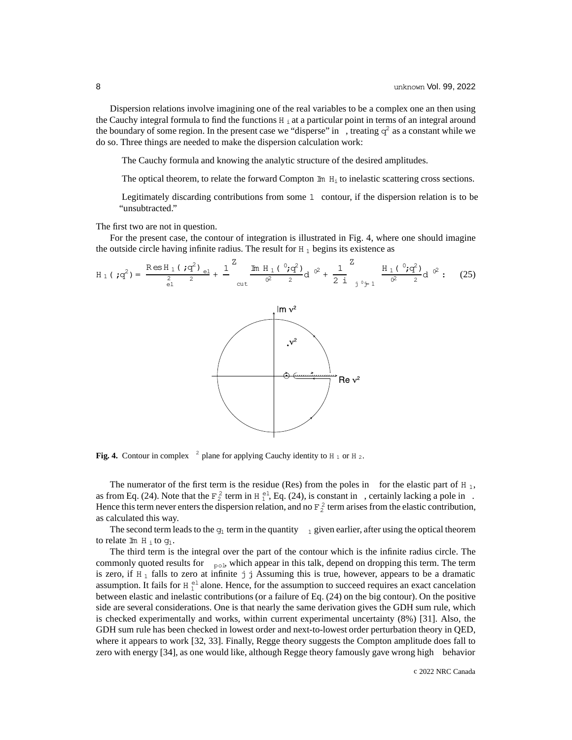Dispersion relations involve imagining one of the real variables to be a complex one an then using the Cauchy integral formula to find the functions $H_i$ at a particular point in terms of an integral around the boundary of some region. In the present case we "disperse" in $\nu$, treating $q^2$ as a constant while we do so. Three things are needed to make the dispersion calculation work:

- The Cauchy formula and knowing the analytic structure of the desired amplitudes.
- The optical theorem, to relate the forward Compton $\mathrm{Im}\ H_i$ to inelastic scattering cross sections.
- Legitimately discarding contributions from some $|\nu| \to \infty$ contour, if the dispersion relation is to be "unsubtracted."

The first two are not in question.

For the present case, the contour of integration is illustrated in Fig. 4, where one should imagine the outside circle having infinite radius. The result for $H_1$ begins its existence as

$$H_1(\nu, q^2) = \frac{\mathrm{Res}\, H_1(\nu, q^2)_{el}}{\nu_{el}^2 - \nu^2} + \frac{1}{\pi}\int_{cut} \frac{\mathrm{Im}\, H_1(\nu', q^2)}{\nu'^2 - \nu^2} d\nu'^2 + \frac{1}{2\pi i}\int_{|\nu'| = \infty} \frac{H_1(\nu', q^2)}{\nu'^2 - \nu^2} d\nu'^2 . \quad (25)$$

**Fig. 4.** Contour in complex $\nu^2$ plane for applying Cauchy identity to $H_1$ or $H_2$.

The numerator of the first term is the residue (Res) from the poles in $\nu$ for the elastic part of $H_1$, as from Eq. (24). Note that the $F_2^2$ term in $H_1^{el}$, Eq. (24), is constant in $\nu$, certainly lacking a pole in $\nu$. Hence this term never enters the dispersion relation, and no $F_2^2$ term arises from the elastic contribution, as calculated this way.

The second term leads to the $g_1$ term in the quantity $\Delta_1$ given earlier, after using the optical theorem to relate $\mathrm{Im}\ H_i$ to $g_1$.

The third term is the integral over the part of the contour which is the infinite radius circle. The commonly quoted results for $\Delta_{pol}$, which appear in this talk, depend on dropping this term. The term is zero, if $H_1$ falls to zero at infinite $|\nu|$. Assuming this is true, however, appears to be a dramatic assumption. It fails for $H_1^{el}$ alone. Hence, for the assumption to succeed requires an exact cancelation between elastic and inelastic contributions (or a failure of Eq. (24) on the big contour). On the positive side are several considerations. One is that nearly the same derivation gives the GDH sum rule, which is checked experimentally and works, within current experimental uncertainty (8%) [31]. Also, the GDH sum rule has been checked in lowest order and next-to-lowest order perturbation theory in QED, where it appears to work [32, 33]. Finally, Regge theory suggests the Compton amplitude does fall to zero with energy [34], as one would like, although Regge theory famously gave wrong high $\nu$ behavior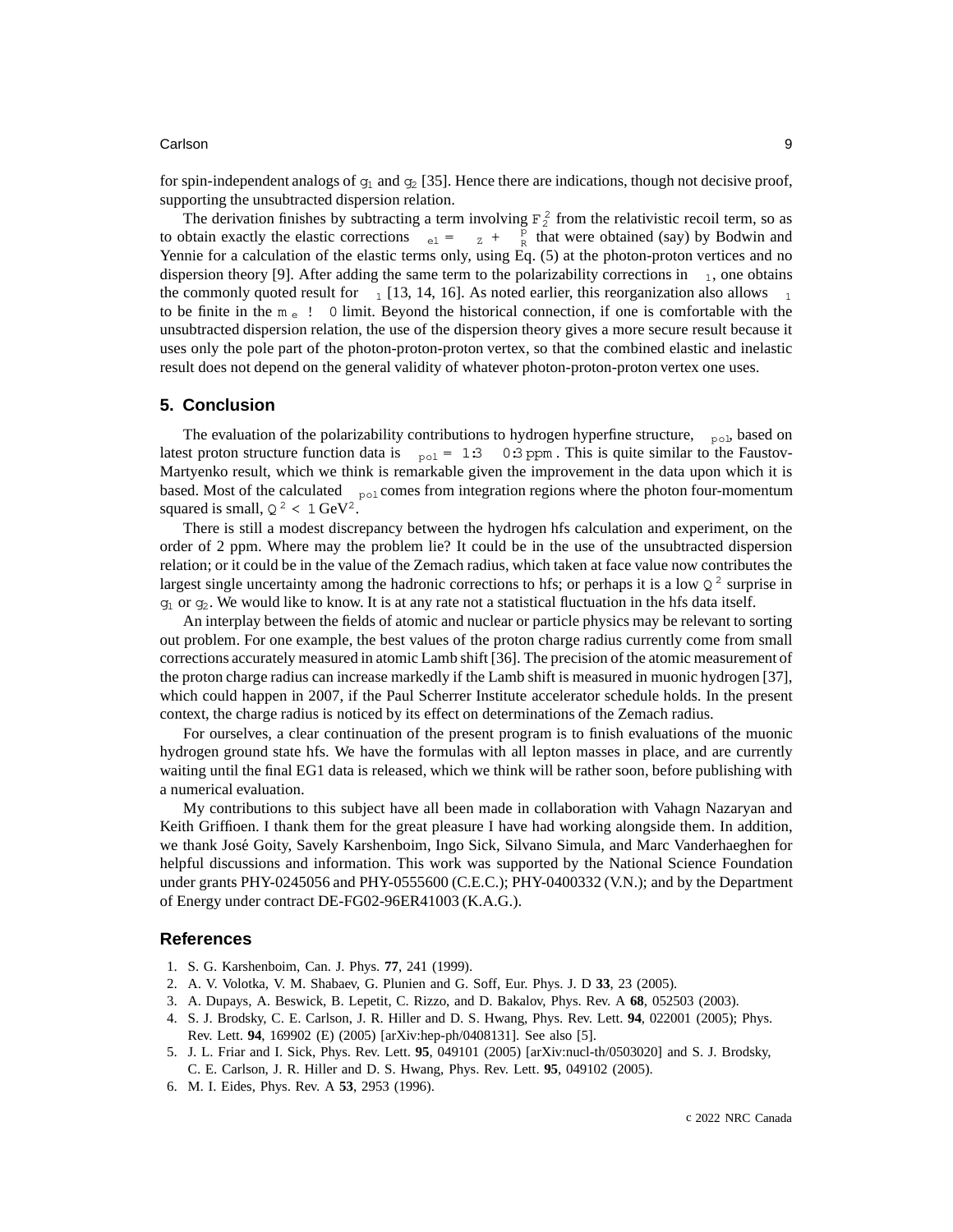for spin-independent analogs of $g_1$ and $g_2$ [35]. Hence there are indications, though not decisive proof, supporting the unsubtracted dispersion relation.

The derivation finishes by subtracting a term involving $F_2^2$ from the relativistic recoil term, so as to obtain exactly the elastic corrections $\Delta_{el} = \Delta_Z + \Delta_R^p$ that were obtained (say) by Bodwin and Yennie for a calculation of the elastic terms only, using Eq. (5) at the photon-proton vertices and no dispersion theory [9]. After adding the same term to the polarizability corrections in $\Delta_1$, one obtains the commonly quoted result for $\Delta_1$ [13, 14, 16]. As noted earlier, this reorganization also allows $\Delta_1$ to be finite in the $m_e \to 0$ limit. Beyond the historical connection, if one is comfortable with the unsubtracted dispersion relation, the use of the dispersion theory gives a more secure result because it uses only the pole part of the photon-proton-proton vertex, so that the combined elastic and inelastic result does not depend on the general validity of whatever photon-proton-proton vertex one uses.

## 5. Conclusion

The evaluation of the polarizability contributions to hydrogen hyperfine structure, $\Delta_{pol}$, based on latest proton structure function data is $\Delta_{pol} = 1.3 \pm 0.3$ ppm. This is quite similar to the Faustov-Martyenko result, which we think is remarkable given the improvement in the data upon which it is based. Most of the calculated $\Delta_{pol}$ comes from integration regions where the photon four-momentum squared is small, $Q^2 < 1$ GeV$^2$.

There is still a modest discrepancy between the hydrogen hfs calculation and experiment, on the order of 2 ppm. Where may the problem lie? It could be in the use of the unsubtracted dispersion relation; or it could be in the value of the Zemach radius, which taken at face value now contributes the largest single uncertainty among the hadronic corrections to hfs; or perhaps it is a low $Q^2$ surprise in $g_1$ or $g_2$. We would like to know. It is at any rate not a statistical fluctuation in the hfs data itself.

An interplay between the fields of atomic and nuclear or particle physics may be relevant to sorting out problem. For one example, the best values of the proton charge radius currently come from small corrections accurately measured in atomic Lamb shift [36]. The precision of the atomic measurement of the proton charge radius can increase markedly if the Lamb shift is measured in muonic hydrogen [37], which could happen in 2007, if the Paul Scherrer Institute accelerator schedule holds. In the present context, the charge radius is noticed by its effect on determinations of the Zemach radius.

For ourselves, a clear continuation of the present program is to finish evaluations of the muonic hydrogen ground state hfs. We have the formulas with all lepton masses in place, and are currently waiting until the final EG1 data is released, which we think will be rather soon, before publishing with a numerical evaluation.

My contributions to this subject have all been made in collaboration with Vahagn Nazaryan and Keith Griffioen. I thank them for the great pleasure I have had working alongside them. In addition, we thank José Goity, Savely Karshenboim, Ingo Sick, Silvano Simula, and Marc Vanderhaeghen for helpful discussions and information. This work was supported by the National Science Foundation under grants PHY-0245056 and PHY-0555600 (C.E.C.); PHY-0400332 (V.N.); and by the Department of Energy under contract DE-FG02-96ER41003 (K.A.G.).

## References

1. S. G. Karshenboim, Can. J. Phys. **77**, 241 (1999).
2. A. V. Volotka, V. M. Shabaev, G. Plunien and G. Soff, Eur. Phys. J. D **33**, 23 (2005).
3. A. Dupays, A. Beswick, B. Lepetit, C. Rizzo, and D. Bakalov, Phys. Rev. A **68**, 052503 (2003).
4. S. J. Brodsky, C. E. Carlson, J. R. Hiller and D. S. Hwang, Phys. Rev. Lett. **94**, 022001 (2005); Phys. Rev. Lett. **94**, 169902 (E) (2005) [arXiv:hep-ph/0408131]. See also [5].
5. J. L. Friar and I. Sick, Phys. Rev. Lett. **95**, 049101 (2005) [arXiv:nucl-th/0503020] and S. J. Brodsky, C. E. Carlson, J. R. Hiller and D. S. Hwang, Phys. Rev. Lett. **95**, 049102 (2005).
6. M. I. Eides, Phys. Rev. A **53**, 2953 (1996).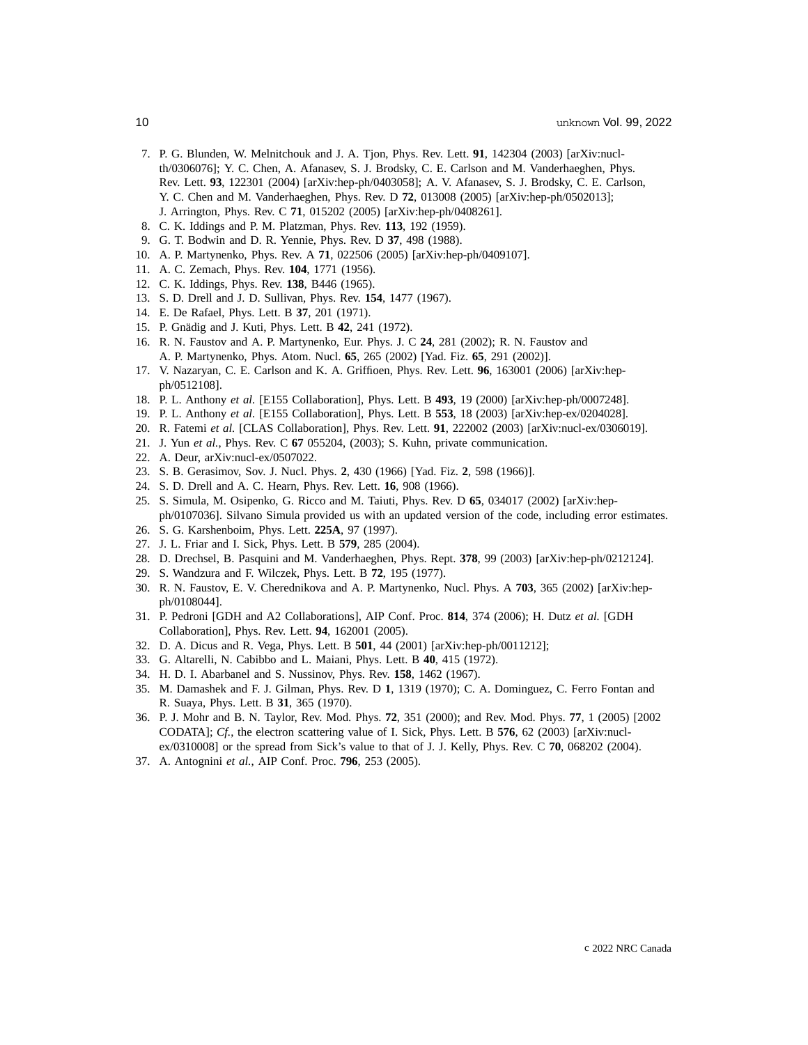7. P. G. Blunden, W. Melnitchouk and J. A. Tjon, Phys. Rev. Lett. **91**, 142304 (2003) [arXiv:nucl-th/0306076]; Y. C. Chen, A. Afanasev, S. J. Brodsky, C. E. Carlson and M. Vanderhaeghen, Phys. Rev. Lett. **93**, 122301 (2004) [arXiv:hep-ph/0403058]; A. V. Afanasev, S. J. Brodsky, C. E. Carlson, Y. C. Chen and M. Vanderhaeghen, Phys. Rev. D **72**, 013008 (2005) [arXiv:hep-ph/0502013]; J. Arrington, Phys. Rev. C **71**, 015202 (2005) [arXiv:hep-ph/0408261].
8. C. K. Iddings and P. M. Platzman, Phys. Rev. **113**, 192 (1959).
9. G. T. Bodwin and D. R. Yennie, Phys. Rev. D **37**, 498 (1988).
10. A. P. Martynenko, Phys. Rev. A **71**, 022506 (2005) [arXiv:hep-ph/0409107].
11. A. C. Zemach, Phys. Rev. **104**, 1771 (1956).
12. C. K. Iddings, Phys. Rev. **138**, B446 (1965).
13. S. D. Drell and J. D. Sullivan, Phys. Rev. **154**, 1477 (1967).
14. E. De Rafael, Phys. Lett. B **37**, 201 (1971).
15. P. Gnädig and J. Kuti, Phys. Lett. B **42**, 241 (1972).
16. R. N. Faustov and A. P. Martynenko, Eur. Phys. J. C **24**, 281 (2002); R. N. Faustov and A. P. Martynenko, Phys. Atom. Nucl. **65**, 265 (2002) [Yad. Fiz. **65**, 291 (2002)].
17. V. Nazaryan, C. E. Carlson and K. A. Griffioen, Phys. Rev. Lett. **96**, 163001 (2006) [arXiv:hep-ph/0512108].
18. P. L. Anthony *et al.* [E155 Collaboration], Phys. Lett. B **493**, 19 (2000) [arXiv:hep-ph/0007248].
19. P. L. Anthony *et al.* [E155 Collaboration], Phys. Lett. B **553**, 18 (2003) [arXiv:hep-ex/0204028].
20. R. Fatemi *et al.* [CLAS Collaboration], Phys. Rev. Lett. **91**, 222002 (2003) [arXiv:nucl-ex/0306019].
21. J. Yun *et al.*, Phys. Rev. C **67** 055204, (2003); S. Kuhn, private communication.
22. A. Deur, arXiv:nucl-ex/0507022.
23. S. B. Gerasimov, Sov. J. Nucl. Phys. **2**, 430 (1966) [Yad. Fiz. **2**, 598 (1966)].
24. S. D. Drell and A. C. Hearn, Phys. Rev. Lett. **16**, 908 (1966).
25. S. Simula, M. Osipenko, G. Ricco and M. Taiuti, Phys. Rev. D **65**, 034017 (2002) [arXiv:hep-ph/0107036]. Silvano Simula provided us with an updated version of the code, including error estimates.
26. S. G. Karshenboim, Phys. Lett. **225A**, 97 (1997).
27. J. L. Friar and I. Sick, Phys. Lett. B **579**, 285 (2004).
28. D. Drechsel, B. Pasquini and M. Vanderhaeghen, Phys. Rept. **378**, 99 (2003) [arXiv:hep-ph/0212124].
29. S. Wandzura and F. Wilczek, Phys. Lett. B **72**, 195 (1977).
30. R. N. Faustov, E. V. Cherednikova and A. P. Martynenko, Nucl. Phys. A **703**, 365 (2002) [arXiv:hep-ph/0108044].
31. P. Pedroni [GDH and A2 Collaborations], AIP Conf. Proc. **814**, 374 (2006); H. Dutz *et al.* [GDH Collaboration], Phys. Rev. Lett. **94**, 162001 (2005).
32. D. A. Dicus and R. Vega, Phys. Lett. B **501**, 44 (2001) [arXiv:hep-ph/0011212];
33. G. Altarelli, N. Cabibbo and L. Maiani, Phys. Lett. B **40**, 415 (1972).
34. H. D. I. Abarbanel and S. Nussinov, Phys. Rev. **158**, 1462 (1967).
35. M. Damashek and F. J. Gilman, Phys. Rev. D **1**, 1319 (1970); C. A. Dominguez, C. Ferro Fontan and R. Suaya, Phys. Lett. B **31**, 365 (1970).
36. P. J. Mohr and B. N. Taylor, Rev. Mod. Phys. **72**, 351 (2000); and Rev. Mod. Phys. **77**, 1 (2005) [2002 CODATA]; *Cf.*, the electron scattering value of I. Sick, Phys. Lett. B **576**, 62 (2003) [arXiv:nucl-ex/0310008] or the spread from Sick's value to that of J. J. Kelly, Phys. Rev. C **70**, 068202 (2004).
37. A. Antognini *et al.*, AIP Conf. Proc. **796**, 253 (2005).